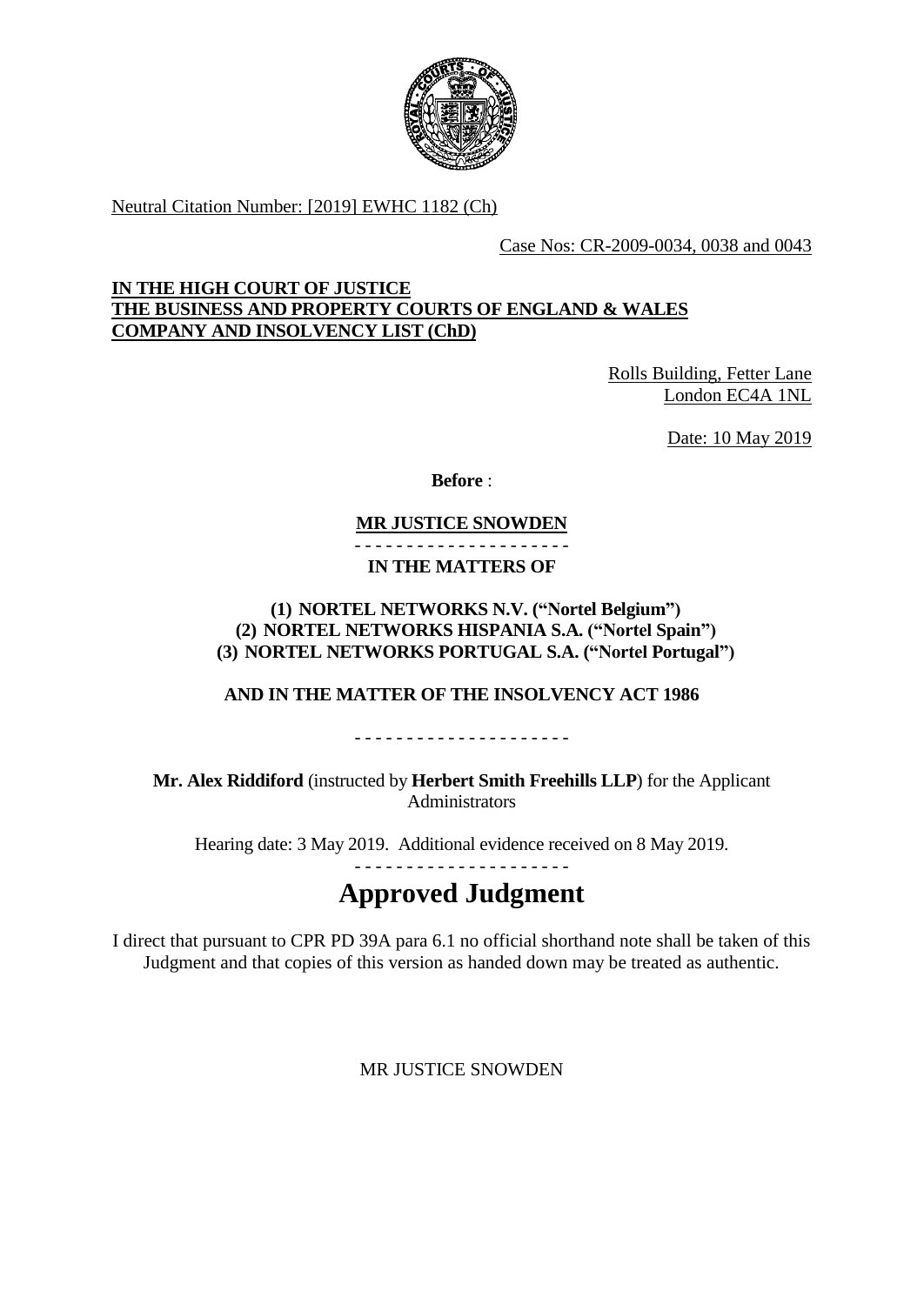Neutral Citation Number: [2019] EWHC 1182 (Ch)

Case Nos: CR-2009-0034, 0038 and 0043

**IN THE HIGH COURT OF JUSTICE**
**THE BUSINESS AND PROPERTY COURTS OF ENGLAND & WALES**
**COMPANY AND INSOLVENCY LIST (ChD)**

Rolls Building, Fetter Lane
London EC4A 1NL

Date: 10 May 2019

**Before** :

**MR JUSTICE SNOWDEN**

- - - - - - - - - - - - - - - - - - - - -

**IN THE MATTERS OF**

**(1) NORTEL NETWORKS N.V. ("Nortel Belgium")**
**(2) NORTEL NETWORKS HISPANIA S.A. ("Nortel Spain")**
**(3) NORTEL NETWORKS PORTUGAL S.A. ("Nortel Portugal")**

**AND IN THE MATTER OF THE INSOLVENCY ACT 1986**

- - - - - - - - - - - - - - - - - - - - -

**Mr. Alex Riddiford** (instructed by **Herbert Smith Freehills LLP**) for the Applicant Administrators

Hearing date: 3 May 2019. Additional evidence received on 8 May 2019.

- - - - - - - - - - - - - - - - - - - - -

# Approved Judgment

I direct that pursuant to CPR PD 39A para 6.1 no official shorthand note shall be taken of this Judgment and that copies of this version as handed down may be treated as authentic.

MR JUSTICE SNOWDEN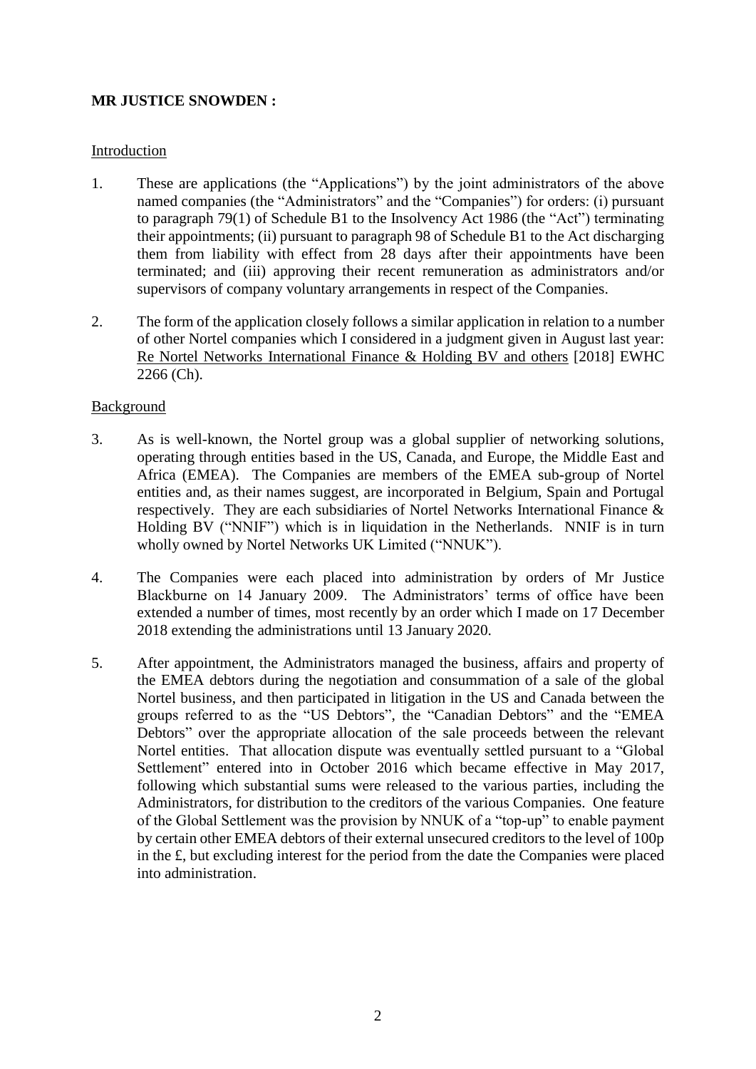**MR JUSTICE SNOWDEN :**

Introduction

1. These are applications (the "Applications") by the joint administrators of the above named companies (the "Administrators" and the "Companies") for orders: (i) pursuant to paragraph 79(1) of Schedule B1 to the Insolvency Act 1986 (the "Act") terminating their appointments; (ii) pursuant to paragraph 98 of Schedule B1 to the Act discharging them from liability with effect from 28 days after their appointments have been terminated; and (iii) approving their recent remuneration as administrators and/or supervisors of company voluntary arrangements in respect of the Companies.

2. The form of the application closely follows a similar application in relation to a number of other Nortel companies which I considered in a judgment given in August last year: Re Nortel Networks International Finance & Holding BV and others [2018] EWHC 2266 (Ch).

Background

3. As is well-known, the Nortel group was a global supplier of networking solutions, operating through entities based in the US, Canada, and Europe, the Middle East and Africa (EMEA). The Companies are members of the EMEA sub-group of Nortel entities and, as their names suggest, are incorporated in Belgium, Spain and Portugal respectively. They are each subsidiaries of Nortel Networks International Finance & Holding BV ("NNIF") which is in liquidation in the Netherlands. NNIF is in turn wholly owned by Nortel Networks UK Limited ("NNUK").

4. The Companies were each placed into administration by orders of Mr Justice Blackburne on 14 January 2009. The Administrators' terms of office have been extended a number of times, most recently by an order which I made on 17 December 2018 extending the administrations until 13 January 2020.

5. After appointment, the Administrators managed the business, affairs and property of the EMEA debtors during the negotiation and consummation of a sale of the global Nortel business, and then participated in litigation in the US and Canada between the groups referred to as the "US Debtors", the "Canadian Debtors" and the "EMEA Debtors" over the appropriate allocation of the sale proceeds between the relevant Nortel entities. That allocation dispute was eventually settled pursuant to a "Global Settlement" entered into in October 2016 which became effective in May 2017, following which substantial sums were released to the various parties, including the Administrators, for distribution to the creditors of the various Companies. One feature of the Global Settlement was the provision by NNUK of a "top-up" to enable payment by certain other EMEA debtors of their external unsecured creditors to the level of 100p in the £, but excluding interest for the period from the date the Companies were placed into administration.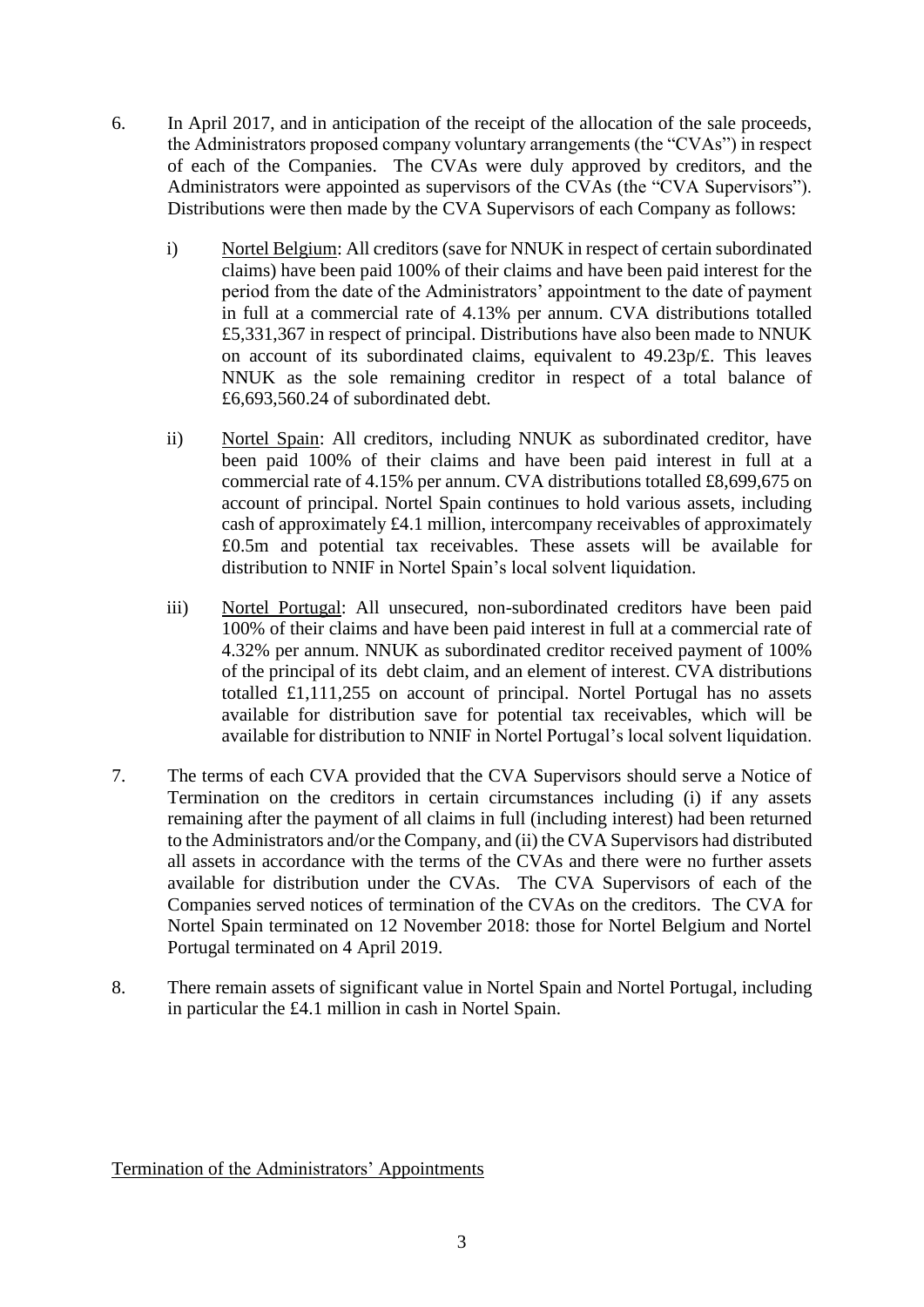6. In April 2017, and in anticipation of the receipt of the allocation of the sale proceeds, the Administrators proposed company voluntary arrangements (the "CVAs") in respect of each of the Companies. The CVAs were duly approved by creditors, and the Administrators were appointed as supervisors of the CVAs (the "CVA Supervisors"). Distributions were then made by the CVA Supervisors of each Company as follows:

   i) Nortel Belgium: All creditors (save for NNUK in respect of certain subordinated claims) have been paid 100% of their claims and have been paid interest for the period from the date of the Administrators' appointment to the date of payment in full at a commercial rate of 4.13% per annum. CVA distributions totalled £5,331,367 in respect of principal. Distributions have also been made to NNUK on account of its subordinated claims, equivalent to 49.23p/£. This leaves NNUK as the sole remaining creditor in respect of a total balance of £6,693,560.24 of subordinated debt.

   ii) Nortel Spain: All creditors, including NNUK as subordinated creditor, have been paid 100% of their claims and have been paid interest in full at a commercial rate of 4.15% per annum. CVA distributions totalled £8,699,675 on account of principal. Nortel Spain continues to hold various assets, including cash of approximately £4.1 million, intercompany receivables of approximately £0.5m and potential tax receivables. These assets will be available for distribution to NNIF in Nortel Spain's local solvent liquidation.

   iii) Nortel Portugal: All unsecured, non-subordinated creditors have been paid 100% of their claims and have been paid interest in full at a commercial rate of 4.32% per annum. NNUK as subordinated creditor received payment of 100% of the principal of its debt claim, and an element of interest. CVA distributions totalled £1,111,255 on account of principal. Nortel Portugal has no assets available for distribution save for potential tax receivables, which will be available for distribution to NNIF in Nortel Portugal's local solvent liquidation.

7. The terms of each CVA provided that the CVA Supervisors should serve a Notice of Termination on the creditors in certain circumstances including (i) if any assets remaining after the payment of all claims in full (including interest) had been returned to the Administrators and/or the Company, and (ii) the CVA Supervisors had distributed all assets in accordance with the terms of the CVAs and there were no further assets available for distribution under the CVAs. The CVA Supervisors of each of the Companies served notices of termination of the CVAs on the creditors. The CVA for Nortel Spain terminated on 12 November 2018: those for Nortel Belgium and Nortel Portugal terminated on 4 April 2019.

8. There remain assets of significant value in Nortel Spain and Nortel Portugal, including in particular the £4.1 million in cash in Nortel Spain.

Termination of the Administrators' Appointments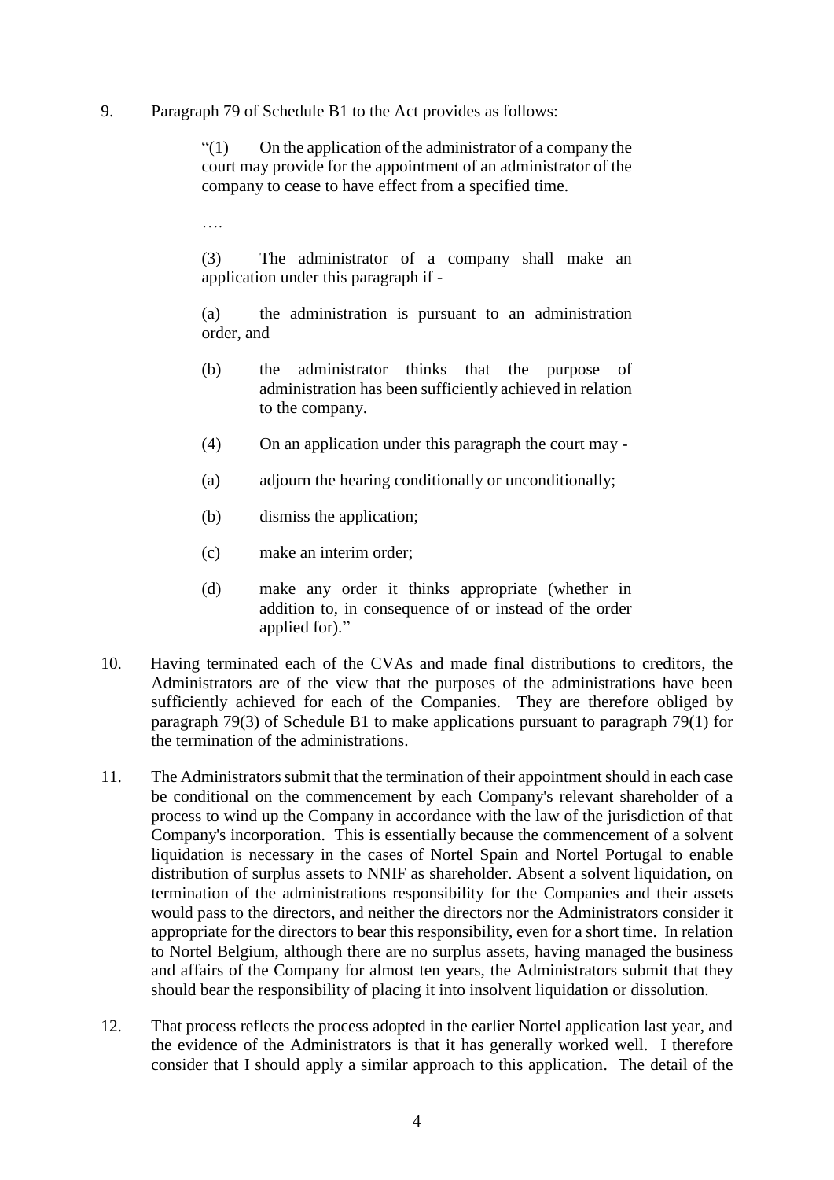9. Paragraph 79 of Schedule B1 to the Act provides as follows:

> "(1) On the application of the administrator of a company the court may provide for the appointment of an administrator of the company to cease to have effect from a specified time.
>
> ….
>
> (3) The administrator of a company shall make an application under this paragraph if -
>
> (a) the administration is pursuant to an administration order, and
>
> (b) the administrator thinks that the purpose of administration has been sufficiently achieved in relation to the company.
>
> (4) On an application under this paragraph the court may -
>
> (a) adjourn the hearing conditionally or unconditionally;
>
> (b) dismiss the application;
>
> (c) make an interim order;
>
> (d) make any order it thinks appropriate (whether in addition to, in consequence of or instead of the order applied for)."

10. Having terminated each of the CVAs and made final distributions to creditors, the Administrators are of the view that the purposes of the administrations have been sufficiently achieved for each of the Companies. They are therefore obliged by paragraph 79(3) of Schedule B1 to make applications pursuant to paragraph 79(1) for the termination of the administrations.

11. The Administrators submit that the termination of their appointment should in each case be conditional on the commencement by each Company's relevant shareholder of a process to wind up the Company in accordance with the law of the jurisdiction of that Company's incorporation. This is essentially because the commencement of a solvent liquidation is necessary in the cases of Nortel Spain and Nortel Portugal to enable distribution of surplus assets to NNIF as shareholder. Absent a solvent liquidation, on termination of the administrations responsibility for the Companies and their assets would pass to the directors, and neither the directors nor the Administrators consider it appropriate for the directors to bear this responsibility, even for a short time. In relation to Nortel Belgium, although there are no surplus assets, having managed the business and affairs of the Company for almost ten years, the Administrators submit that they should bear the responsibility of placing it into insolvent liquidation or dissolution.

12. That process reflects the process adopted in the earlier Nortel application last year, and the evidence of the Administrators is that it has generally worked well. I therefore consider that I should apply a similar approach to this application. The detail of the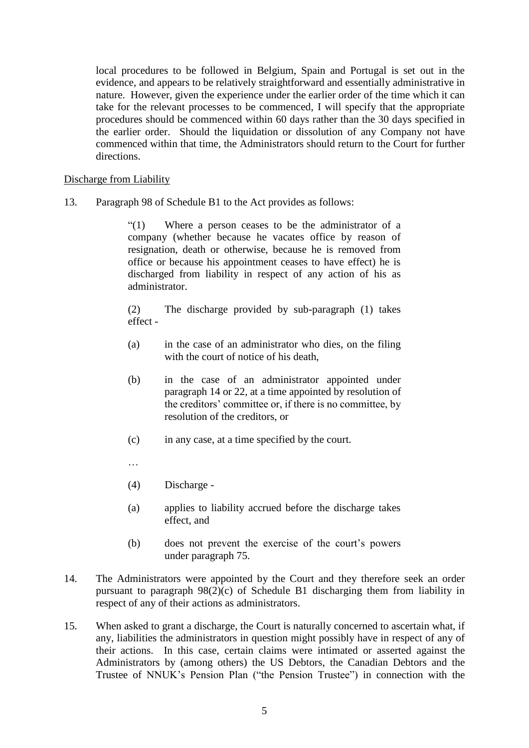local procedures to be followed in Belgium, Spain and Portugal is set out in the evidence, and appears to be relatively straightforward and essentially administrative in nature. However, given the experience under the earlier order of the time which it can take for the relevant processes to be commenced, I will specify that the appropriate procedures should be commenced within 60 days rather than the 30 days specified in the earlier order. Should the liquidation or dissolution of any Company not have commenced within that time, the Administrators should return to the Court for further directions.

Discharge from Liability

13. Paragraph 98 of Schedule B1 to the Act provides as follows:

> "(1) Where a person ceases to be the administrator of a company (whether because he vacates office by reason of resignation, death or otherwise, because he is removed from office or because his appointment ceases to have effect) he is discharged from liability in respect of any action of his as administrator.
>
> (2) The discharge provided by sub-paragraph (1) takes effect -
>
> (a) in the case of an administrator who dies, on the filing with the court of notice of his death,
>
> (b) in the case of an administrator appointed under paragraph 14 or 22, at a time appointed by resolution of the creditors' committee or, if there is no committee, by resolution of the creditors, or
>
> (c) in any case, at a time specified by the court.
>
> …
>
> (4) Discharge -
>
> (a) applies to liability accrued before the discharge takes effect, and
>
> (b) does not prevent the exercise of the court's powers under paragraph 75.

14. The Administrators were appointed by the Court and they therefore seek an order pursuant to paragraph 98(2)(c) of Schedule B1 discharging them from liability in respect of any of their actions as administrators.

15. When asked to grant a discharge, the Court is naturally concerned to ascertain what, if any, liabilities the administrators in question might possibly have in respect of any of their actions. In this case, certain claims were intimated or asserted against the Administrators by (among others) the US Debtors, the Canadian Debtors and the Trustee of NNUK's Pension Plan ("the Pension Trustee") in connection with the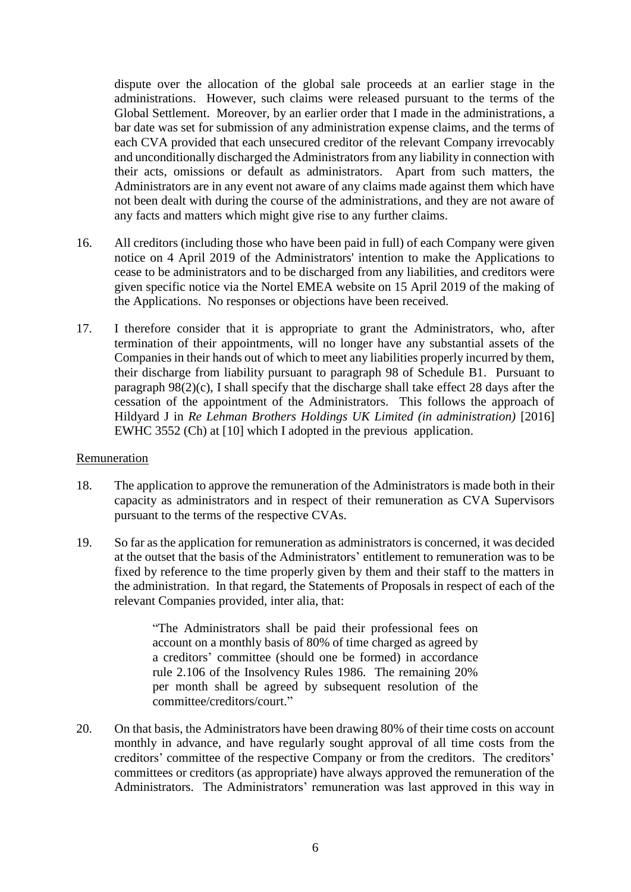dispute over the allocation of the global sale proceeds at an earlier stage in the administrations. However, such claims were released pursuant to the terms of the Global Settlement. Moreover, by an earlier order that I made in the administrations, a bar date was set for submission of any administration expense claims, and the terms of each CVA provided that each unsecured creditor of the relevant Company irrevocably and unconditionally discharged the Administrators from any liability in connection with their acts, omissions or default as administrators. Apart from such matters, the Administrators are in any event not aware of any claims made against them which have not been dealt with during the course of the administrations, and they are not aware of any facts and matters which might give rise to any further claims.

16. All creditors (including those who have been paid in full) of each Company were given notice on 4 April 2019 of the Administrators' intention to make the Applications to cease to be administrators and to be discharged from any liabilities, and creditors were given specific notice via the Nortel EMEA website on 15 April 2019 of the making of the Applications. No responses or objections have been received.

17. I therefore consider that it is appropriate to grant the Administrators, who, after termination of their appointments, will no longer have any substantial assets of the Companies in their hands out of which to meet any liabilities properly incurred by them, their discharge from liability pursuant to paragraph 98 of Schedule B1. Pursuant to paragraph 98(2)(c), I shall specify that the discharge shall take effect 28 days after the cessation of the appointment of the Administrators. This follows the approach of Hildyard J in *Re Lehman Brothers Holdings UK Limited (in administration)* [2016] EWHC 3552 (Ch) at [10] which I adopted in the previous application.

## Remuneration

18. The application to approve the remuneration of the Administrators is made both in their capacity as administrators and in respect of their remuneration as CVA Supervisors pursuant to the terms of the respective CVAs.

19. So far as the application for remuneration as administrators is concerned, it was decided at the outset that the basis of the Administrators' entitlement to remuneration was to be fixed by reference to the time properly given by them and their staff to the matters in the administration. In that regard, the Statements of Proposals in respect of each of the relevant Companies provided, inter alia, that:

> "The Administrators shall be paid their professional fees on account on a monthly basis of 80% of time charged as agreed by a creditors' committee (should one be formed) in accordance rule 2.106 of the Insolvency Rules 1986. The remaining 20% per month shall be agreed by subsequent resolution of the committee/creditors/court."

20. On that basis, the Administrators have been drawing 80% of their time costs on account monthly in advance, and have regularly sought approval of all time costs from the creditors' committee of the respective Company or from the creditors. The creditors' committees or creditors (as appropriate) have always approved the remuneration of the Administrators. The Administrators' remuneration was last approved in this way in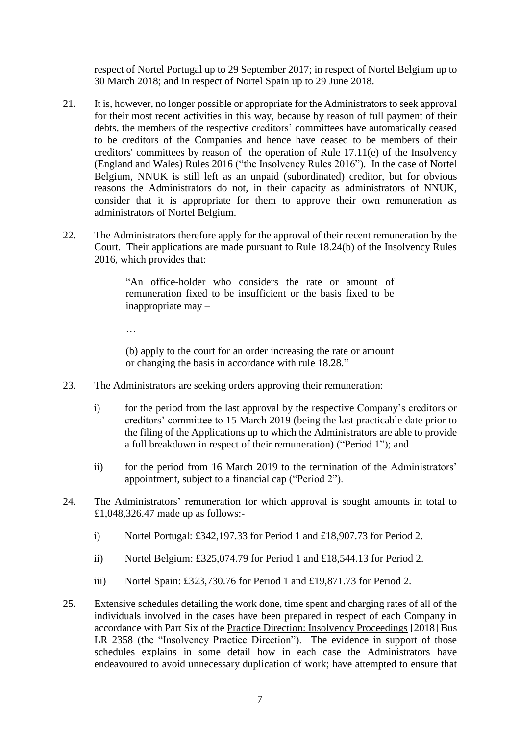respect of Nortel Portugal up to 29 September 2017; in respect of Nortel Belgium up to 30 March 2018; and in respect of Nortel Spain up to 29 June 2018.

21. It is, however, no longer possible or appropriate for the Administrators to seek approval for their most recent activities in this way, because by reason of full payment of their debts, the members of the respective creditors' committees have automatically ceased to be creditors of the Companies and hence have ceased to be members of their creditors' committees by reason of the operation of Rule 17.11(e) of the Insolvency (England and Wales) Rules 2016 ("the Insolvency Rules 2016"). In the case of Nortel Belgium, NNUK is still left as an unpaid (subordinated) creditor, but for obvious reasons the Administrators do not, in their capacity as administrators of NNUK, consider that it is appropriate for them to approve their own remuneration as administrators of Nortel Belgium.

22. The Administrators therefore apply for the approval of their recent remuneration by the Court. Their applications are made pursuant to Rule 18.24(b) of the Insolvency Rules 2016, which provides that:

> "An office-holder who considers the rate or amount of remuneration fixed to be insufficient or the basis fixed to be inappropriate may –
>
> …
>
> (b) apply to the court for an order increasing the rate or amount or changing the basis in accordance with rule 18.28."

23. The Administrators are seeking orders approving their remuneration:

    i) for the period from the last approval by the respective Company's creditors or creditors' committee to 15 March 2019 (being the last practicable date prior to the filing of the Applications up to which the Administrators are able to provide a full breakdown in respect of their remuneration) ("Period 1"); and

    ii) for the period from 16 March 2019 to the termination of the Administrators' appointment, subject to a financial cap ("Period 2").

24. The Administrators' remuneration for which approval is sought amounts in total to £1,048,326.47 made up as follows:-

    i) Nortel Portugal: £342,197.33 for Period 1 and £18,907.73 for Period 2.

    ii) Nortel Belgium: £325,074.79 for Period 1 and £18,544.13 for Period 2.

    iii) Nortel Spain: £323,730.76 for Period 1 and £19,871.73 for Period 2.

25. Extensive schedules detailing the work done, time spent and charging rates of all of the individuals involved in the cases have been prepared in respect of each Company in accordance with Part Six of the Practice Direction: Insolvency Proceedings [2018] Bus LR 2358 (the "Insolvency Practice Direction"). The evidence in support of those schedules explains in some detail how in each case the Administrators have endeavoured to avoid unnecessary duplication of work; have attempted to ensure that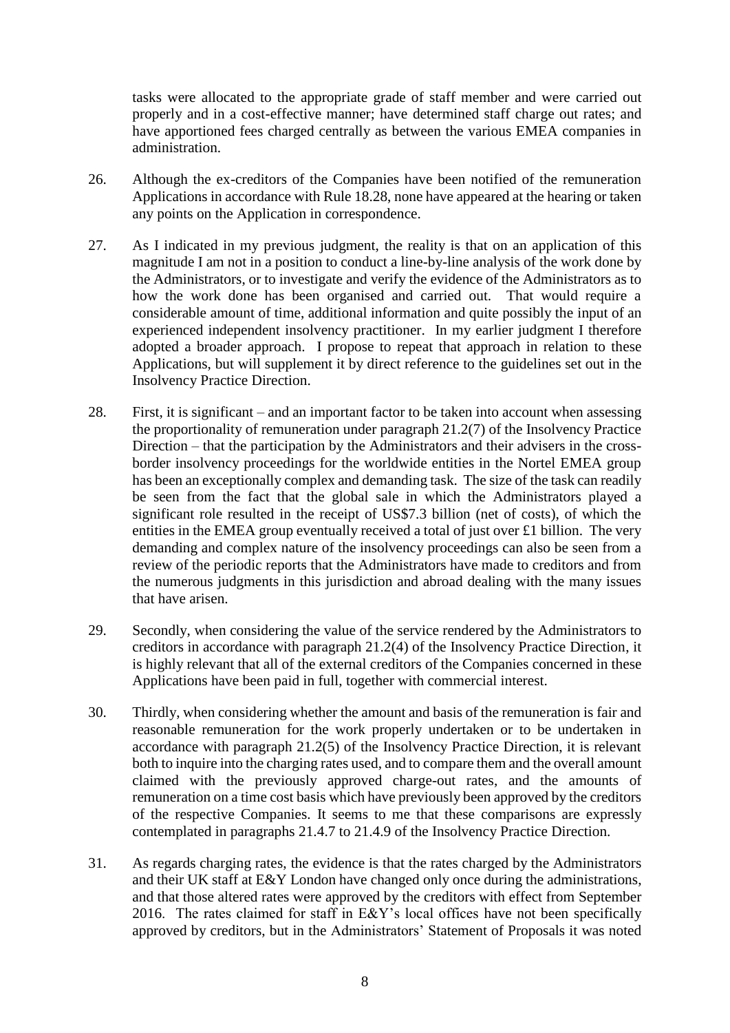tasks were allocated to the appropriate grade of staff member and were carried out properly and in a cost-effective manner; have determined staff charge out rates; and have apportioned fees charged centrally as between the various EMEA companies in administration.

26. Although the ex-creditors of the Companies have been notified of the remuneration Applications in accordance with Rule 18.28, none have appeared at the hearing or taken any points on the Application in correspondence.

27. As I indicated in my previous judgment, the reality is that on an application of this magnitude I am not in a position to conduct a line-by-line analysis of the work done by the Administrators, or to investigate and verify the evidence of the Administrators as to how the work done has been organised and carried out. That would require a considerable amount of time, additional information and quite possibly the input of an experienced independent insolvency practitioner. In my earlier judgment I therefore adopted a broader approach. I propose to repeat that approach in relation to these Applications, but will supplement it by direct reference to the guidelines set out in the Insolvency Practice Direction.

28. First, it is significant – and an important factor to be taken into account when assessing the proportionality of remuneration under paragraph 21.2(7) of the Insolvency Practice Direction – that the participation by the Administrators and their advisers in the cross-border insolvency proceedings for the worldwide entities in the Nortel EMEA group has been an exceptionally complex and demanding task. The size of the task can readily be seen from the fact that the global sale in which the Administrators played a significant role resulted in the receipt of US$7.3 billion (net of costs), of which the entities in the EMEA group eventually received a total of just over £1 billion. The very demanding and complex nature of the insolvency proceedings can also be seen from a review of the periodic reports that the Administrators have made to creditors and from the numerous judgments in this jurisdiction and abroad dealing with the many issues that have arisen.

29. Secondly, when considering the value of the service rendered by the Administrators to creditors in accordance with paragraph 21.2(4) of the Insolvency Practice Direction, it is highly relevant that all of the external creditors of the Companies concerned in these Applications have been paid in full, together with commercial interest.

30. Thirdly, when considering whether the amount and basis of the remuneration is fair and reasonable remuneration for the work properly undertaken or to be undertaken in accordance with paragraph 21.2(5) of the Insolvency Practice Direction, it is relevant both to inquire into the charging rates used, and to compare them and the overall amount claimed with the previously approved charge-out rates, and the amounts of remuneration on a time cost basis which have previously been approved by the creditors of the respective Companies. It seems to me that these comparisons are expressly contemplated in paragraphs 21.4.7 to 21.4.9 of the Insolvency Practice Direction.

31. As regards charging rates, the evidence is that the rates charged by the Administrators and their UK staff at E&Y London have changed only once during the administrations, and that those altered rates were approved by the creditors with effect from September 2016. The rates claimed for staff in E&Y's local offices have not been specifically approved by creditors, but in the Administrators' Statement of Proposals it was noted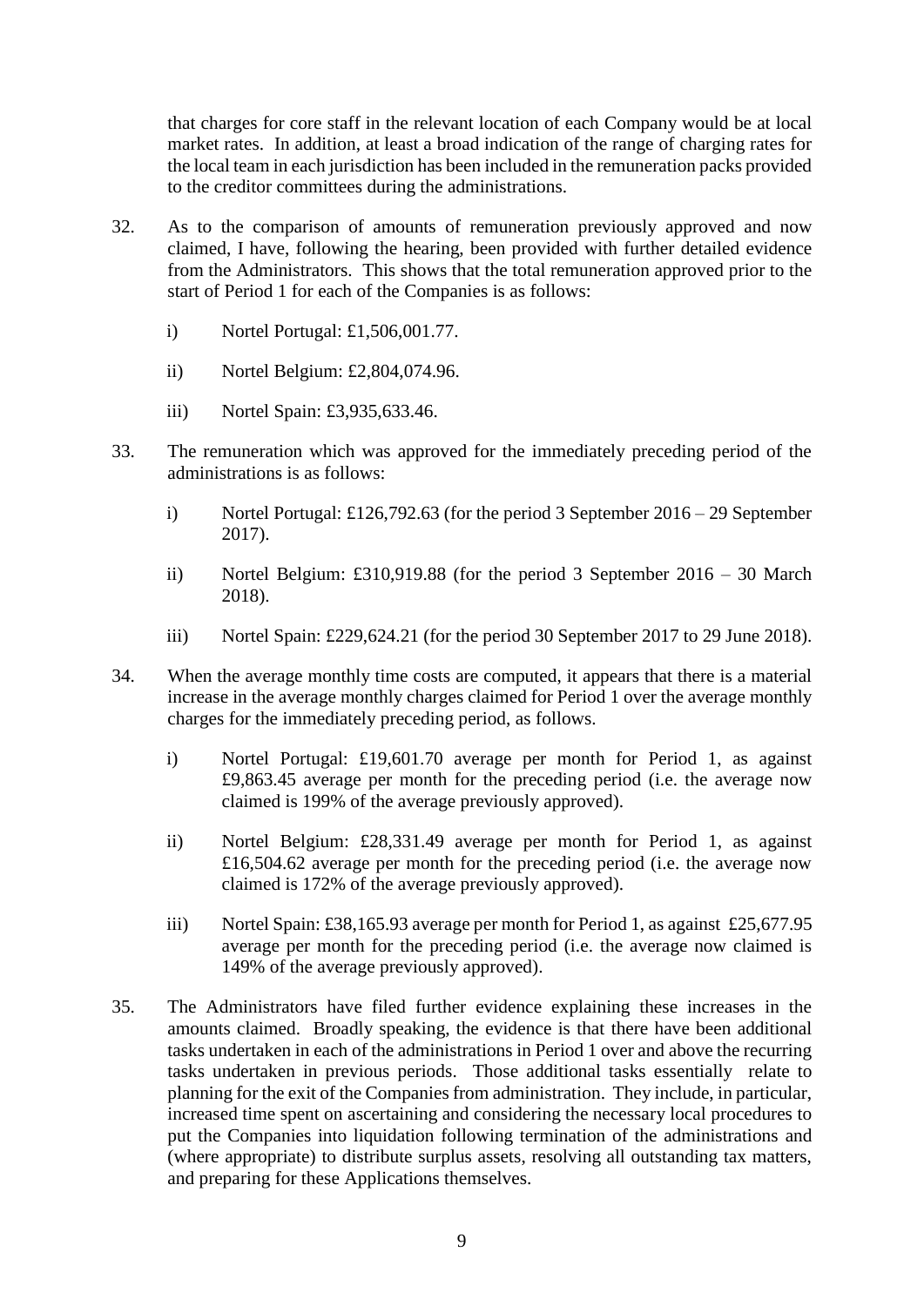that charges for core staff in the relevant location of each Company would be at local market rates. In addition, at least a broad indication of the range of charging rates for the local team in each jurisdiction has been included in the remuneration packs provided to the creditor committees during the administrations.

32. As to the comparison of amounts of remuneration previously approved and now claimed, I have, following the hearing, been provided with further detailed evidence from the Administrators. This shows that the total remuneration approved prior to the start of Period 1 for each of the Companies is as follows:

    i) Nortel Portugal: £1,506,001.77.

    ii) Nortel Belgium: £2,804,074.96.

    iii) Nortel Spain: £3,935,633.46.

33. The remuneration which was approved for the immediately preceding period of the administrations is as follows:

    i) Nortel Portugal: £126,792.63 (for the period 3 September 2016 – 29 September 2017).

    ii) Nortel Belgium: £310,919.88 (for the period 3 September 2016 – 30 March 2018).

    iii) Nortel Spain: £229,624.21 (for the period 30 September 2017 to 29 June 2018).

34. When the average monthly time costs are computed, it appears that there is a material increase in the average monthly charges claimed for Period 1 over the average monthly charges for the immediately preceding period, as follows.

    i) Nortel Portugal: £19,601.70 average per month for Period 1, as against £9,863.45 average per month for the preceding period (i.e. the average now claimed is 199% of the average previously approved).

    ii) Nortel Belgium: £28,331.49 average per month for Period 1, as against £16,504.62 average per month for the preceding period (i.e. the average now claimed is 172% of the average previously approved).

    iii) Nortel Spain: £38,165.93 average per month for Period 1, as against £25,677.95 average per month for the preceding period (i.e. the average now claimed is 149% of the average previously approved).

35. The Administrators have filed further evidence explaining these increases in the amounts claimed. Broadly speaking, the evidence is that there have been additional tasks undertaken in each of the administrations in Period 1 over and above the recurring tasks undertaken in previous periods. Those additional tasks essentially relate to planning for the exit of the Companies from administration. They include, in particular, increased time spent on ascertaining and considering the necessary local procedures to put the Companies into liquidation following termination of the administrations and (where appropriate) to distribute surplus assets, resolving all outstanding tax matters, and preparing for these Applications themselves.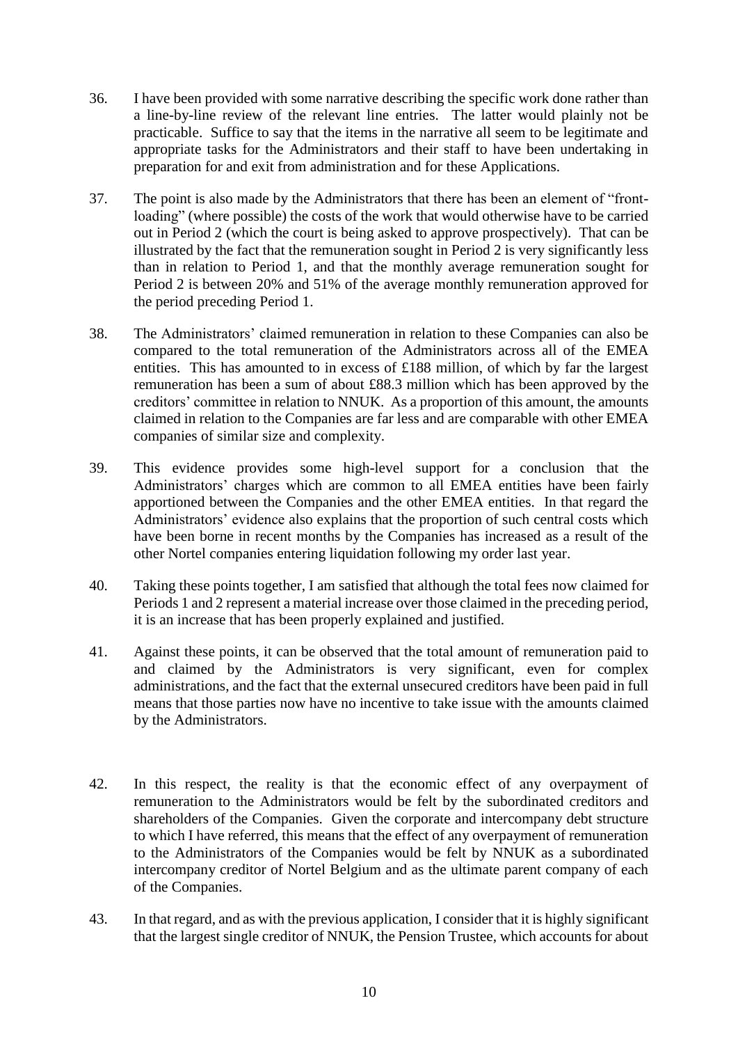36. I have been provided with some narrative describing the specific work done rather than a line-by-line review of the relevant line entries. The latter would plainly not be practicable. Suffice to say that the items in the narrative all seem to be legitimate and appropriate tasks for the Administrators and their staff to have been undertaking in preparation for and exit from administration and for these Applications.

37. The point is also made by the Administrators that there has been an element of "front-loading" (where possible) the costs of the work that would otherwise have to be carried out in Period 2 (which the court is being asked to approve prospectively). That can be illustrated by the fact that the remuneration sought in Period 2 is very significantly less than in relation to Period 1, and that the monthly average remuneration sought for Period 2 is between 20% and 51% of the average monthly remuneration approved for the period preceding Period 1.

38. The Administrators' claimed remuneration in relation to these Companies can also be compared to the total remuneration of the Administrators across all of the EMEA entities. This has amounted to in excess of £188 million, of which by far the largest remuneration has been a sum of about £88.3 million which has been approved by the creditors' committee in relation to NNUK. As a proportion of this amount, the amounts claimed in relation to the Companies are far less and are comparable with other EMEA companies of similar size and complexity.

39. This evidence provides some high-level support for a conclusion that the Administrators' charges which are common to all EMEA entities have been fairly apportioned between the Companies and the other EMEA entities. In that regard the Administrators' evidence also explains that the proportion of such central costs which have been borne in recent months by the Companies has increased as a result of the other Nortel companies entering liquidation following my order last year.

40. Taking these points together, I am satisfied that although the total fees now claimed for Periods 1 and 2 represent a material increase over those claimed in the preceding period, it is an increase that has been properly explained and justified.

41. Against these points, it can be observed that the total amount of remuneration paid to and claimed by the Administrators is very significant, even for complex administrations, and the fact that the external unsecured creditors have been paid in full means that those parties now have no incentive to take issue with the amounts claimed by the Administrators.

42. In this respect, the reality is that the economic effect of any overpayment of remuneration to the Administrators would be felt by the subordinated creditors and shareholders of the Companies. Given the corporate and intercompany debt structure to which I have referred, this means that the effect of any overpayment of remuneration to the Administrators of the Companies would be felt by NNUK as a subordinated intercompany creditor of Nortel Belgium and as the ultimate parent company of each of the Companies.

43. In that regard, and as with the previous application, I consider that it is highly significant that the largest single creditor of NNUK, the Pension Trustee, which accounts for about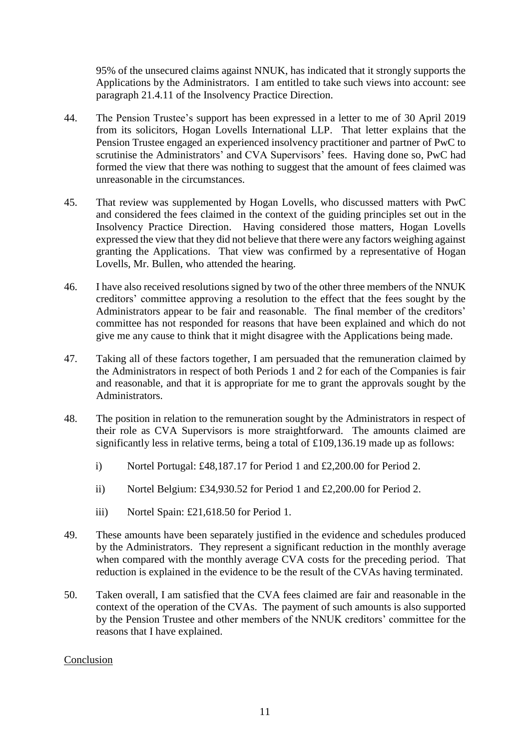95% of the unsecured claims against NNUK, has indicated that it strongly supports the Applications by the Administrators. I am entitled to take such views into account: see paragraph 21.4.11 of the Insolvency Practice Direction.

44. The Pension Trustee's support has been expressed in a letter to me of 30 April 2019 from its solicitors, Hogan Lovells International LLP. That letter explains that the Pension Trustee engaged an experienced insolvency practitioner and partner of PwC to scrutinise the Administrators' and CVA Supervisors' fees. Having done so, PwC had formed the view that there was nothing to suggest that the amount of fees claimed was unreasonable in the circumstances.

45. That review was supplemented by Hogan Lovells, who discussed matters with PwC and considered the fees claimed in the context of the guiding principles set out in the Insolvency Practice Direction. Having considered those matters, Hogan Lovells expressed the view that they did not believe that there were any factors weighing against granting the Applications. That view was confirmed by a representative of Hogan Lovells, Mr. Bullen, who attended the hearing.

46. I have also received resolutions signed by two of the other three members of the NNUK creditors' committee approving a resolution to the effect that the fees sought by the Administrators appear to be fair and reasonable. The final member of the creditors' committee has not responded for reasons that have been explained and which do not give me any cause to think that it might disagree with the Applications being made.

47. Taking all of these factors together, I am persuaded that the remuneration claimed by the Administrators in respect of both Periods 1 and 2 for each of the Companies is fair and reasonable, and that it is appropriate for me to grant the approvals sought by the Administrators.

48. The position in relation to the remuneration sought by the Administrators in respect of their role as CVA Supervisors is more straightforward. The amounts claimed are significantly less in relative terms, being a total of £109,136.19 made up as follows:

    i) Nortel Portugal: £48,187.17 for Period 1 and £2,200.00 for Period 2.

    ii) Nortel Belgium: £34,930.52 for Period 1 and £2,200.00 for Period 2.

    iii) Nortel Spain: £21,618.50 for Period 1.

49. These amounts have been separately justified in the evidence and schedules produced by the Administrators. They represent a significant reduction in the monthly average when compared with the monthly average CVA costs for the preceding period. That reduction is explained in the evidence to be the result of the CVAs having terminated.

50. Taken overall, I am satisfied that the CVA fees claimed are fair and reasonable in the context of the operation of the CVAs. The payment of such amounts is also supported by the Pension Trustee and other members of the NNUK creditors' committee for the reasons that I have explained.

Conclusion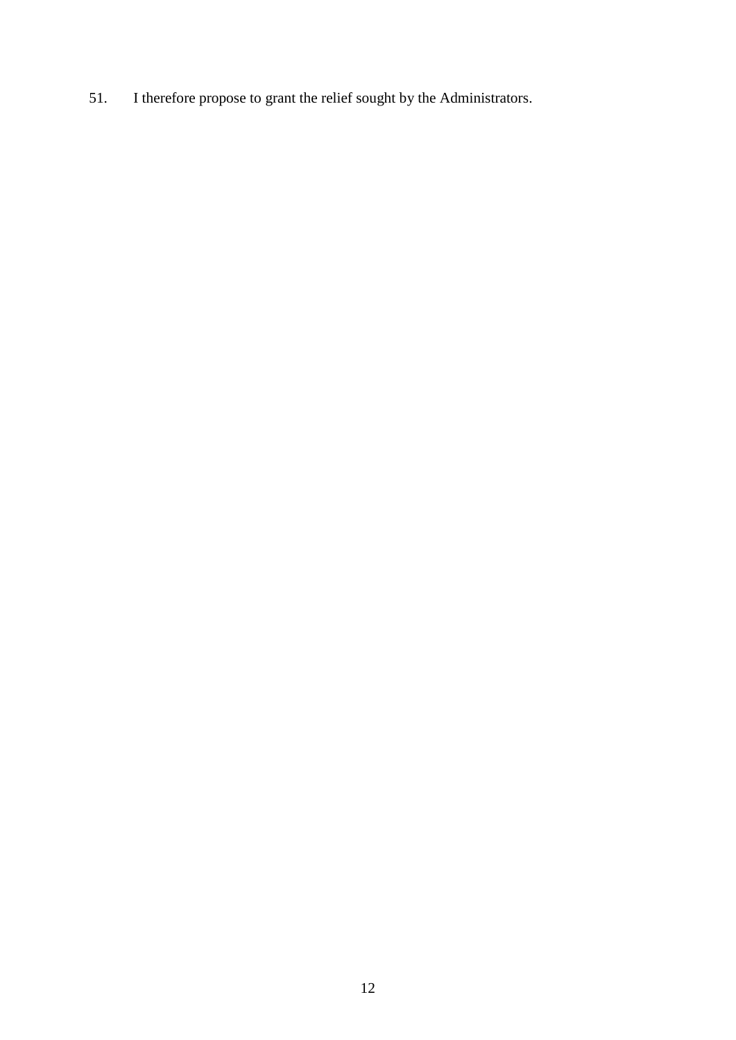51. I therefore propose to grant the relief sought by the Administrators.